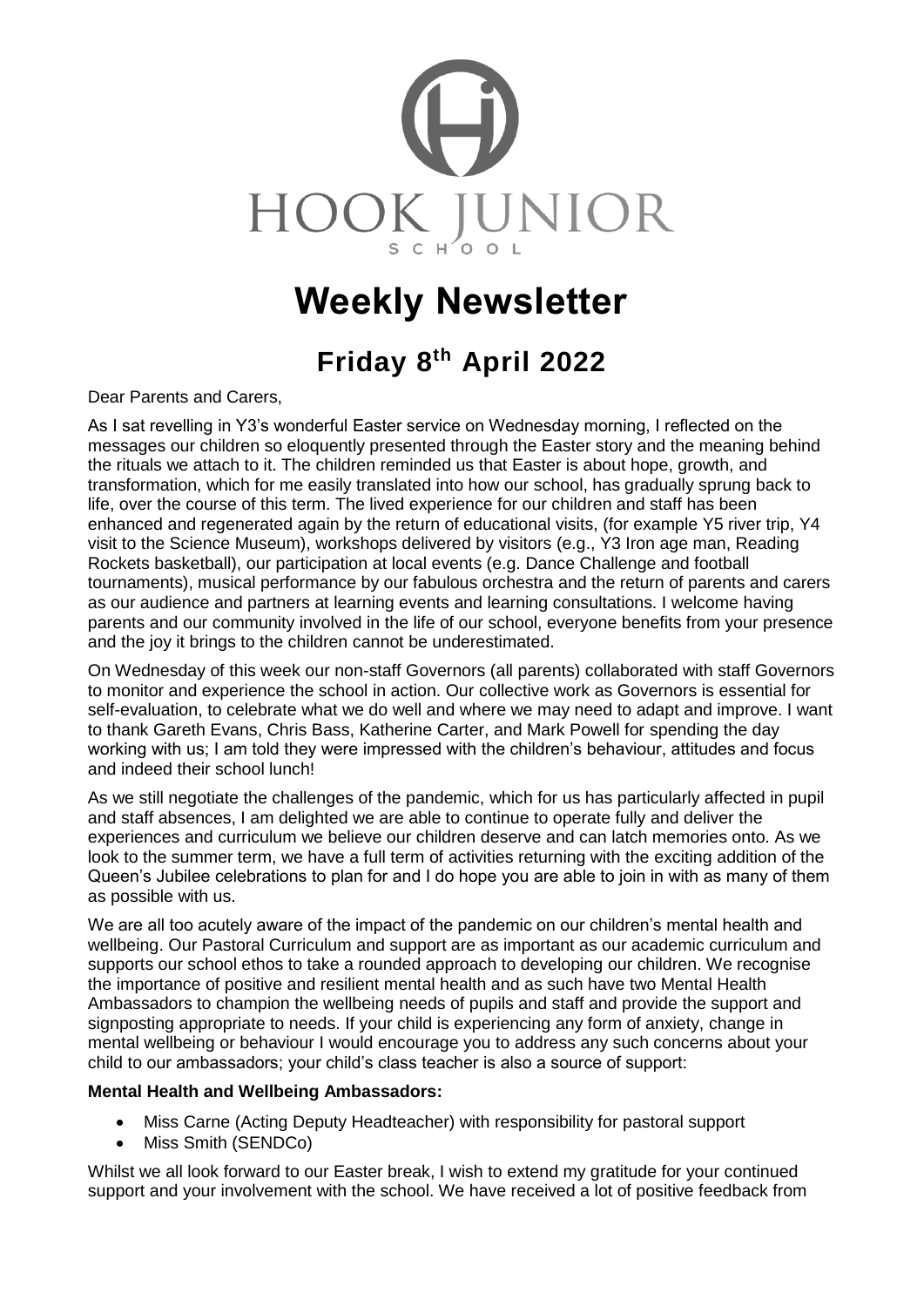HOOK JUNIOR SCHOOL

# Weekly Newsletter

## Friday 8th April 2022

Dear Parents and Carers,

As I sat revelling in Y3's wonderful Easter service on Wednesday morning, I reflected on the messages our children so eloquently presented through the Easter story and the meaning behind the rituals we attach to it. The children reminded us that Easter is about hope, growth, and transformation, which for me easily translated into how our school, has gradually sprung back to life, over the course of this term. The lived experience for our children and staff has been enhanced and regenerated again by the return of educational visits, (for example Y5 river trip, Y4 visit to the Science Museum), workshops delivered by visitors (e.g., Y3 Iron age man, Reading Rockets basketball), our participation at local events (e.g. Dance Challenge and football tournaments), musical performance by our fabulous orchestra and the return of parents and carers as our audience and partners at learning events and learning consultations. I welcome having parents and our community involved in the life of our school, everyone benefits from your presence and the joy it brings to the children cannot be underestimated.

On Wednesday of this week our non-staff Governors (all parents) collaborated with staff Governors to monitor and experience the school in action. Our collective work as Governors is essential for self-evaluation, to celebrate what we do well and where we may need to adapt and improve. I want to thank Gareth Evans, Chris Bass, Katherine Carter, and Mark Powell for spending the day working with us; I am told they were impressed with the children's behaviour, attitudes and focus and indeed their school lunch!

As we still negotiate the challenges of the pandemic, which for us has particularly affected in pupil and staff absences, I am delighted we are able to continue to operate fully and deliver the experiences and curriculum we believe our children deserve and can latch memories onto. As we look to the summer term, we have a full term of activities returning with the exciting addition of the Queen's Jubilee celebrations to plan for and I do hope you are able to join in with as many of them as possible with us.

We are all too acutely aware of the impact of the pandemic on our children's mental health and wellbeing. Our Pastoral Curriculum and support are as important as our academic curriculum and supports our school ethos to take a rounded approach to developing our children. We recognise the importance of positive and resilient mental health and as such have two Mental Health Ambassadors to champion the wellbeing needs of pupils and staff and provide the support and signposting appropriate to needs. If your child is experiencing any form of anxiety, change in mental wellbeing or behaviour I would encourage you to address any such concerns about your child to our ambassadors; your child's class teacher is also a source of support:

**Mental Health and Wellbeing Ambassadors:**

- Miss Carne (Acting Deputy Headteacher) with responsibility for pastoral support
- Miss Smith (SENDCo)

Whilst we all look forward to our Easter break, I wish to extend my gratitude for your continued support and your involvement with the school. We have received a lot of positive feedback from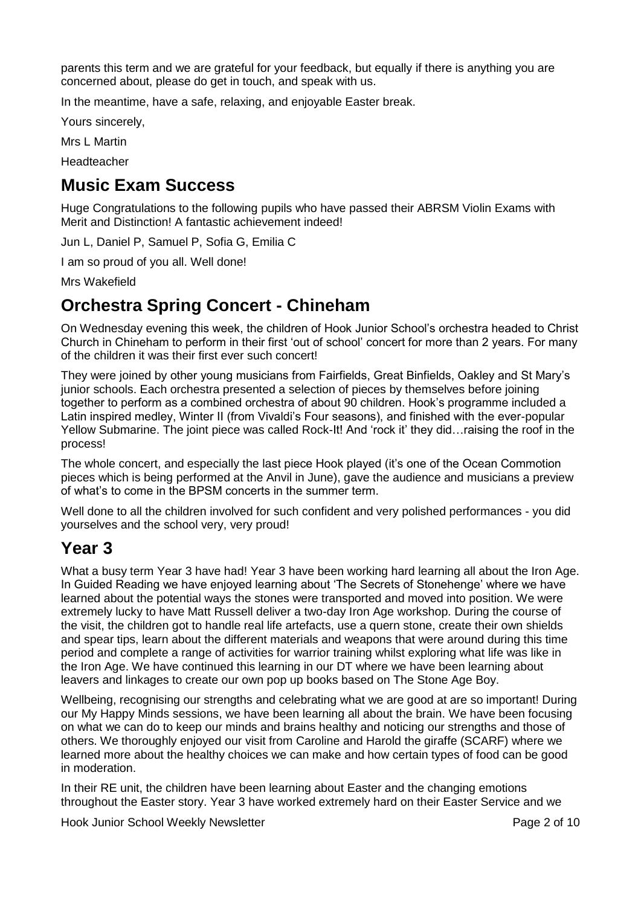parents this term and we are grateful for your feedback, but equally if there is anything you are concerned about, please do get in touch, and speak with us.

In the meantime, have a safe, relaxing, and enjoyable Easter break.

Yours sincerely,

Mrs L Martin

Headteacher

## Music Exam Success

Huge Congratulations to the following pupils who have passed their ABRSM Violin Exams with Merit and Distinction! A fantastic achievement indeed!

Jun L, Daniel P, Samuel P, Sofia G, Emilia C

I am so proud of you all. Well done!

Mrs Wakefield

## Orchestra Spring Concert - Chineham

On Wednesday evening this week, the children of Hook Junior School's orchestra headed to Christ Church in Chineham to perform in their first 'out of school' concert for more than 2 years. For many of the children it was their first ever such concert!

They were joined by other young musicians from Fairfields, Great Binfields, Oakley and St Mary's junior schools. Each orchestra presented a selection of pieces by themselves before joining together to perform as a combined orchestra of about 90 children. Hook's programme included a Latin inspired medley, Winter II (from Vivaldi's Four seasons), and finished with the ever-popular Yellow Submarine. The joint piece was called Rock-It! And 'rock it' they did…raising the roof in the process!

The whole concert, and especially the last piece Hook played (it's one of the Ocean Commotion pieces which is being performed at the Anvil in June), gave the audience and musicians a preview of what's to come in the BPSM concerts in the summer term.

Well done to all the children involved for such confident and very polished performances - you did yourselves and the school very, very proud!

## Year 3

What a busy term Year 3 have had! Year 3 have been working hard learning all about the Iron Age. In Guided Reading we have enjoyed learning about 'The Secrets of Stonehenge' where we have learned about the potential ways the stones were transported and moved into position. We were extremely lucky to have Matt Russell deliver a two-day Iron Age workshop. During the course of the visit, the children got to handle real life artefacts, use a quern stone, create their own shields and spear tips, learn about the different materials and weapons that were around during this time period and complete a range of activities for warrior training whilst exploring what life was like in the Iron Age. We have continued this learning in our DT where we have been learning about leavers and linkages to create our own pop up books based on The Stone Age Boy.

Wellbeing, recognising our strengths and celebrating what we are good at are so important! During our My Happy Minds sessions, we have been learning all about the brain. We have been focusing on what we can do to keep our minds and brains healthy and noticing our strengths and those of others. We thoroughly enjoyed our visit from Caroline and Harold the giraffe (SCARF) where we learned more about the healthy choices we can make and how certain types of food can be good in moderation.

In their RE unit, the children have been learning about Easter and the changing emotions throughout the Easter story. Year 3 have worked extremely hard on their Easter Service and we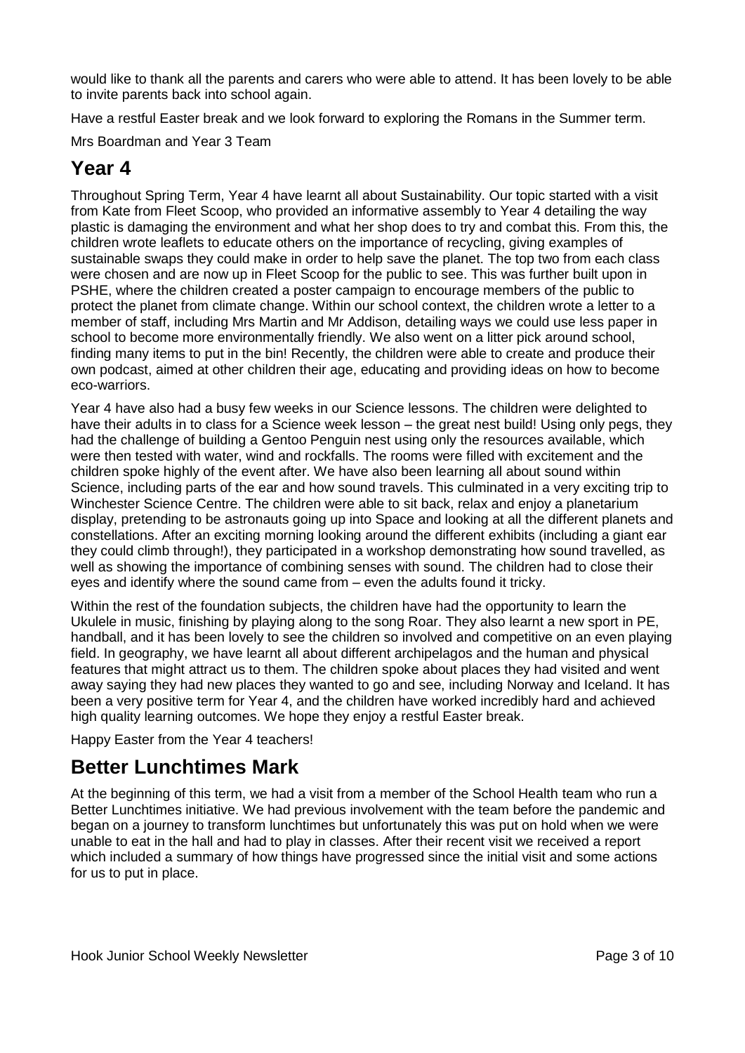would like to thank all the parents and carers who were able to attend. It has been lovely to be able to invite parents back into school again.

Have a restful Easter break and we look forward to exploring the Romans in the Summer term.

Mrs Boardman and Year 3 Team

# Year 4

Throughout Spring Term, Year 4 have learnt all about Sustainability. Our topic started with a visit from Kate from Fleet Scoop, who provided an informative assembly to Year 4 detailing the way plastic is damaging the environment and what her shop does to try and combat this. From this, the children wrote leaflets to educate others on the importance of recycling, giving examples of sustainable swaps they could make in order to help save the planet. The top two from each class were chosen and are now up in Fleet Scoop for the public to see. This was further built upon in PSHE, where the children created a poster campaign to encourage members of the public to protect the planet from climate change. Within our school context, the children wrote a letter to a member of staff, including Mrs Martin and Mr Addison, detailing ways we could use less paper in school to become more environmentally friendly. We also went on a litter pick around school, finding many items to put in the bin! Recently, the children were able to create and produce their own podcast, aimed at other children their age, educating and providing ideas on how to become eco-warriors.

Year 4 have also had a busy few weeks in our Science lessons. The children were delighted to have their adults in to class for a Science week lesson – the great nest build! Using only pegs, they had the challenge of building a Gentoo Penguin nest using only the resources available, which were then tested with water, wind and rockfalls. The rooms were filled with excitement and the children spoke highly of the event after. We have also been learning all about sound within Science, including parts of the ear and how sound travels. This culminated in a very exciting trip to Winchester Science Centre. The children were able to sit back, relax and enjoy a planetarium display, pretending to be astronauts going up into Space and looking at all the different planets and constellations. After an exciting morning looking around the different exhibits (including a giant ear they could climb through!), they participated in a workshop demonstrating how sound travelled, as well as showing the importance of combining senses with sound. The children had to close their eyes and identify where the sound came from – even the adults found it tricky.

Within the rest of the foundation subjects, the children have had the opportunity to learn the Ukulele in music, finishing by playing along to the song Roar. They also learnt a new sport in PE, handball, and it has been lovely to see the children so involved and competitive on an even playing field. In geography, we have learnt all about different archipelagos and the human and physical features that might attract us to them. The children spoke about places they had visited and went away saying they had new places they wanted to go and see, including Norway and Iceland. It has been a very positive term for Year 4, and the children have worked incredibly hard and achieved high quality learning outcomes. We hope they enjoy a restful Easter break.

Happy Easter from the Year 4 teachers!

# Better Lunchtimes Mark

At the beginning of this term, we had a visit from a member of the School Health team who run a Better Lunchtimes initiative. We had previous involvement with the team before the pandemic and began on a journey to transform lunchtimes but unfortunately this was put on hold when we were unable to eat in the hall and had to play in classes. After their recent visit we received a report which included a summary of how things have progressed since the initial visit and some actions for us to put in place.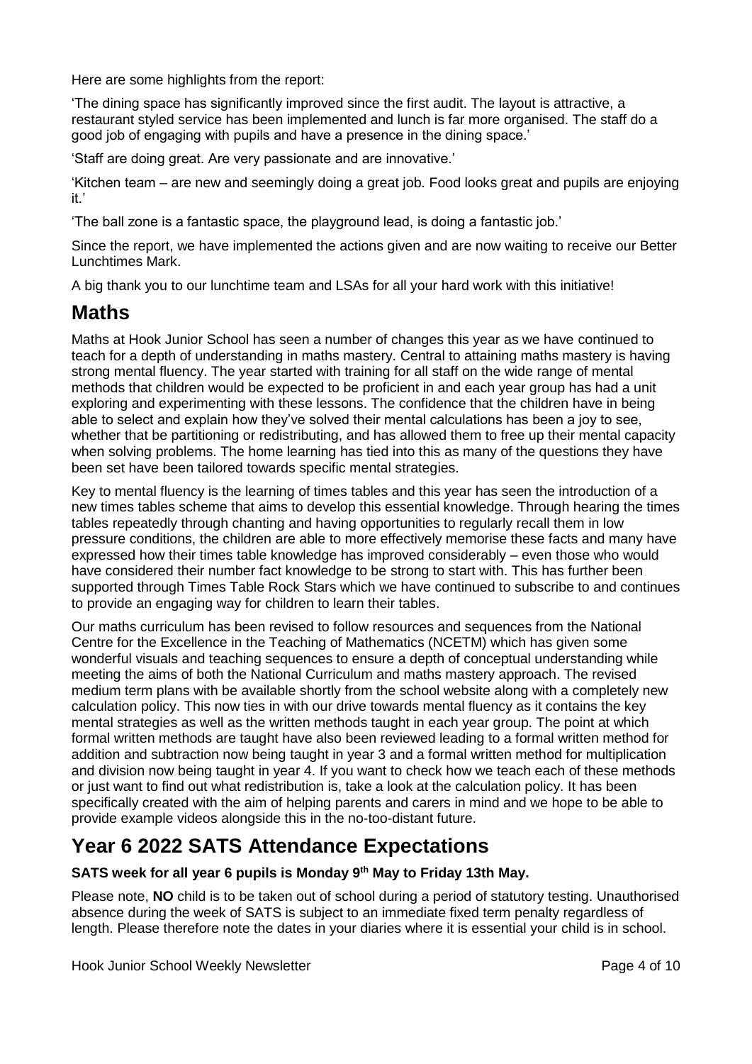Here are some highlights from the report:

'The dining space has significantly improved since the first audit. The layout is attractive, a restaurant styled service has been implemented and lunch is far more organised. The staff do a good job of engaging with pupils and have a presence in the dining space.'

'Staff are doing great. Are very passionate and are innovative.'

'Kitchen team – are new and seemingly doing a great job. Food looks great and pupils are enjoying it.'

'The ball zone is a fantastic space, the playground lead, is doing a fantastic job.'

Since the report, we have implemented the actions given and are now waiting to receive our Better Lunchtimes Mark.

A big thank you to our lunchtime team and LSAs for all your hard work with this initiative!

## Maths

Maths at Hook Junior School has seen a number of changes this year as we have continued to teach for a depth of understanding in maths mastery. Central to attaining maths mastery is having strong mental fluency. The year started with training for all staff on the wide range of mental methods that children would be expected to be proficient in and each year group has had a unit exploring and experimenting with these lessons. The confidence that the children have in being able to select and explain how they've solved their mental calculations has been a joy to see, whether that be partitioning or redistributing, and has allowed them to free up their mental capacity when solving problems. The home learning has tied into this as many of the questions they have been set have been tailored towards specific mental strategies.

Key to mental fluency is the learning of times tables and this year has seen the introduction of a new times tables scheme that aims to develop this essential knowledge. Through hearing the times tables repeatedly through chanting and having opportunities to regularly recall them in low pressure conditions, the children are able to more effectively memorise these facts and many have expressed how their times table knowledge has improved considerably – even those who would have considered their number fact knowledge to be strong to start with. This has further been supported through Times Table Rock Stars which we have continued to subscribe to and continues to provide an engaging way for children to learn their tables.

Our maths curriculum has been revised to follow resources and sequences from the National Centre for the Excellence in the Teaching of Mathematics (NCETM) which has given some wonderful visuals and teaching sequences to ensure a depth of conceptual understanding while meeting the aims of both the National Curriculum and maths mastery approach. The revised medium term plans with be available shortly from the school website along with a completely new calculation policy. This now ties in with our drive towards mental fluency as it contains the key mental strategies as well as the written methods taught in each year group. The point at which formal written methods are taught have also been reviewed leading to a formal written method for addition and subtraction now being taught in year 3 and a formal written method for multiplication and division now being taught in year 4. If you want to check how we teach each of these methods or just want to find out what redistribution is, take a look at the calculation policy. It has been specifically created with the aim of helping parents and carers in mind and we hope to be able to provide example videos alongside this in the no-too-distant future.

## Year 6 2022 SATS Attendance Expectations

**SATS week for all year 6 pupils is Monday 9th May to Friday 13th May.**

Please note, **NO** child is to be taken out of school during a period of statutory testing. Unauthorised absence during the week of SATS is subject to an immediate fixed term penalty regardless of length. Please therefore note the dates in your diaries where it is essential your child is in school.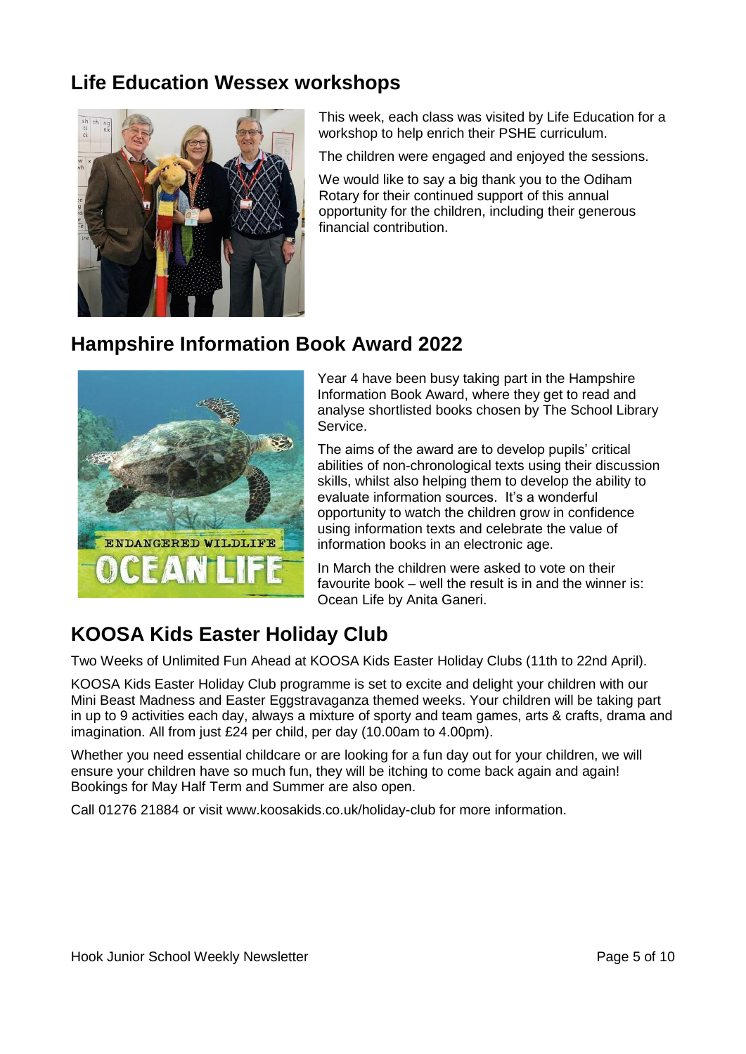## Life Education Wessex workshops

This week, each class was visited by Life Education for a workshop to help enrich their PSHE curriculum.

The children were engaged and enjoyed the sessions.

We would like to say a big thank you to the Odiham Rotary for their continued support of this annual opportunity for the children, including their generous financial contribution.

## Hampshire Information Book Award 2022

Year 4 have been busy taking part in the Hampshire Information Book Award, where they get to read and analyse shortlisted books chosen by The School Library Service.

The aims of the award are to develop pupils' critical abilities of non-chronological texts using their discussion skills, whilst also helping them to develop the ability to evaluate information sources. It's a wonderful opportunity to watch the children grow in confidence using information texts and celebrate the value of information books in an electronic age.

In March the children were asked to vote on their favourite book – well the result is in and the winner is: Ocean Life by Anita Ganeri.

## KOOSA Kids Easter Holiday Club

Two Weeks of Unlimited Fun Ahead at KOOSA Kids Easter Holiday Clubs (11th to 22nd April).

KOOSA Kids Easter Holiday Club programme is set to excite and delight your children with our Mini Beast Madness and Easter Eggstravaganza themed weeks. Your children will be taking part in up to 9 activities each day, always a mixture of sporty and team games, arts & crafts, drama and imagination. All from just £24 per child, per day (10.00am to 4.00pm).

Whether you need essential childcare or are looking for a fun day out for your children, we will ensure your children have so much fun, they will be itching to come back again and again! Bookings for May Half Term and Summer are also open.

Call 01276 21884 or visit www.koosakids.co.uk/holiday-club for more information.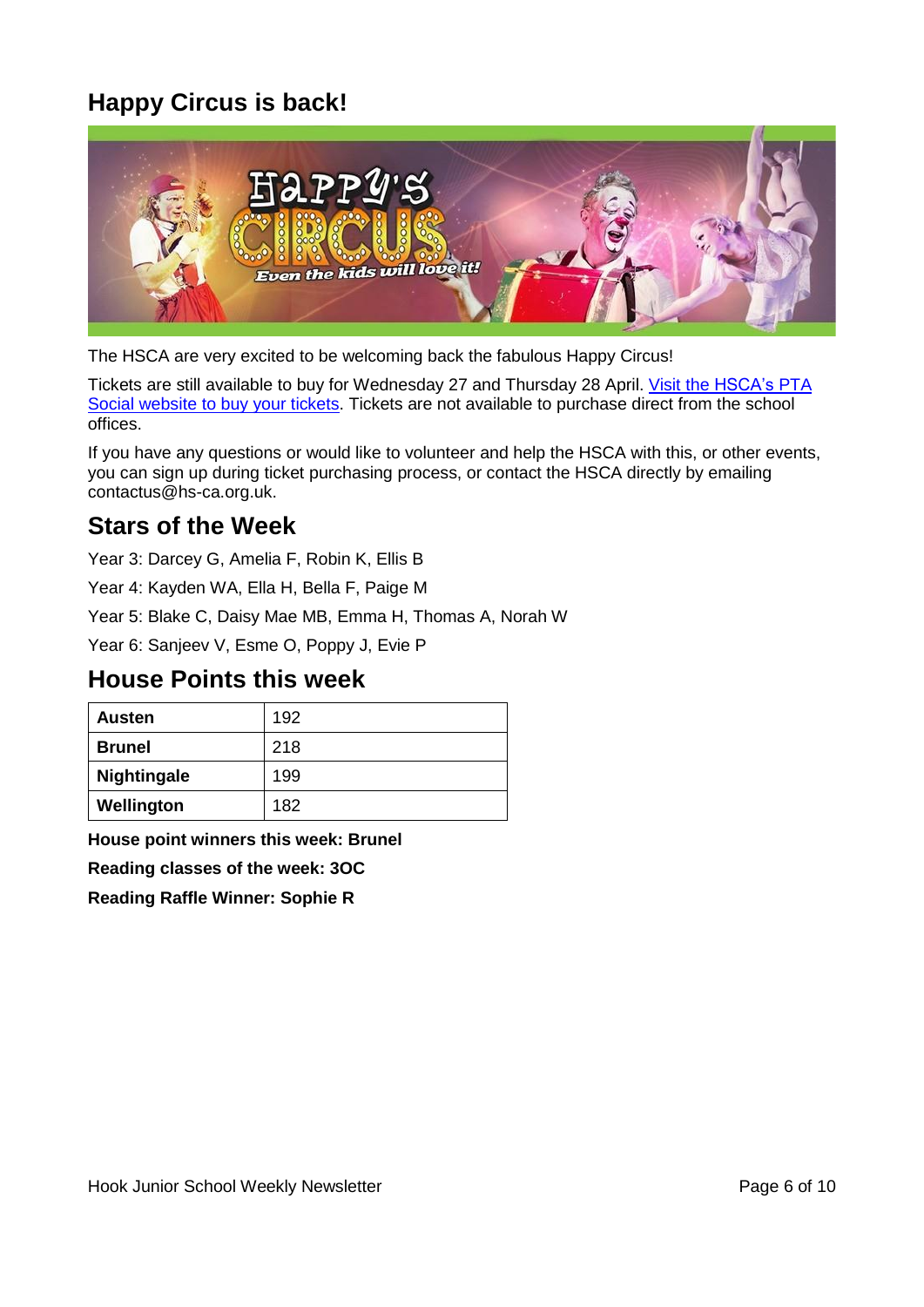## Happy Circus is back!

The HSCA are very excited to be welcoming back the fabulous Happy Circus!

Tickets are still available to buy for Wednesday 27 and Thursday 28 April. [Visit the HSCA's PTA Social website to buy your tickets](). Tickets are not available to purchase direct from the school offices.

If you have any questions or would like to volunteer and help the HSCA with this, or other events, you can sign up during ticket purchasing process, or contact the HSCA directly by emailing contactus@hs-ca.org.uk.

## Stars of the Week

Year 3: Darcey G, Amelia F, Robin K, Ellis B

Year 4: Kayden WA, Ella H, Bella F, Paige M

Year 5: Blake C, Daisy Mae MB, Emma H, Thomas A, Norah W

Year 6: Sanjeev V, Esme O, Poppy J, Evie P

## House Points this week

| House | Points |
|---|---|
| **Austen** | 192 |
| **Brunel** | 218 |
| **Nightingale** | 199 |
| **Wellington** | 182 |

**House point winners this week: Brunel**

**Reading classes of the week: 3OC**

**Reading Raffle Winner: Sophie R**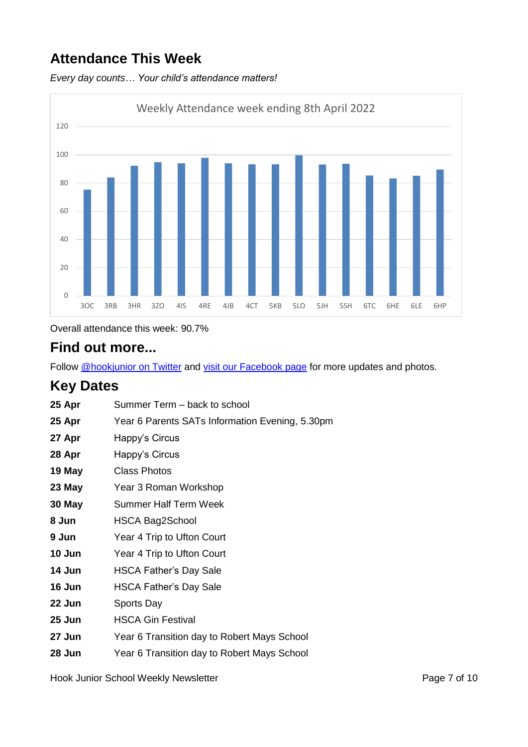## Attendance This Week

*Every day counts… Your child's attendance matters!*

Overall attendance this week: 90.7%

## Find out more...

Follow @hookjunior on Twitter and visit our Facebook page for more updates and photos.

## Key Dates

| | |
|---|---|
| **25 Apr** | Summer Term – back to school |
| **25 Apr** | Year 6 Parents SATs Information Evening, 5.30pm |
| **27 Apr** | Happy's Circus |
| **28 Apr** | Happy's Circus |
| **19 May** | Class Photos |
| **23 May** | Year 3 Roman Workshop |
| **30 May** | Summer Half Term Week |
| **8 Jun** | HSCA Bag2School |
| **9 Jun** | Year 4 Trip to Ufton Court |
| **10 Jun** | Year 4 Trip to Ufton Court |
| **14 Jun** | HSCA Father's Day Sale |
| **16 Jun** | HSCA Father's Day Sale |
| **22 Jun** | Sports Day |
| **25 Jun** | HSCA Gin Festival |
| **27 Jun** | Year 6 Transition day to Robert Mays School |
| **28 Jun** | Year 6 Transition day to Robert Mays School |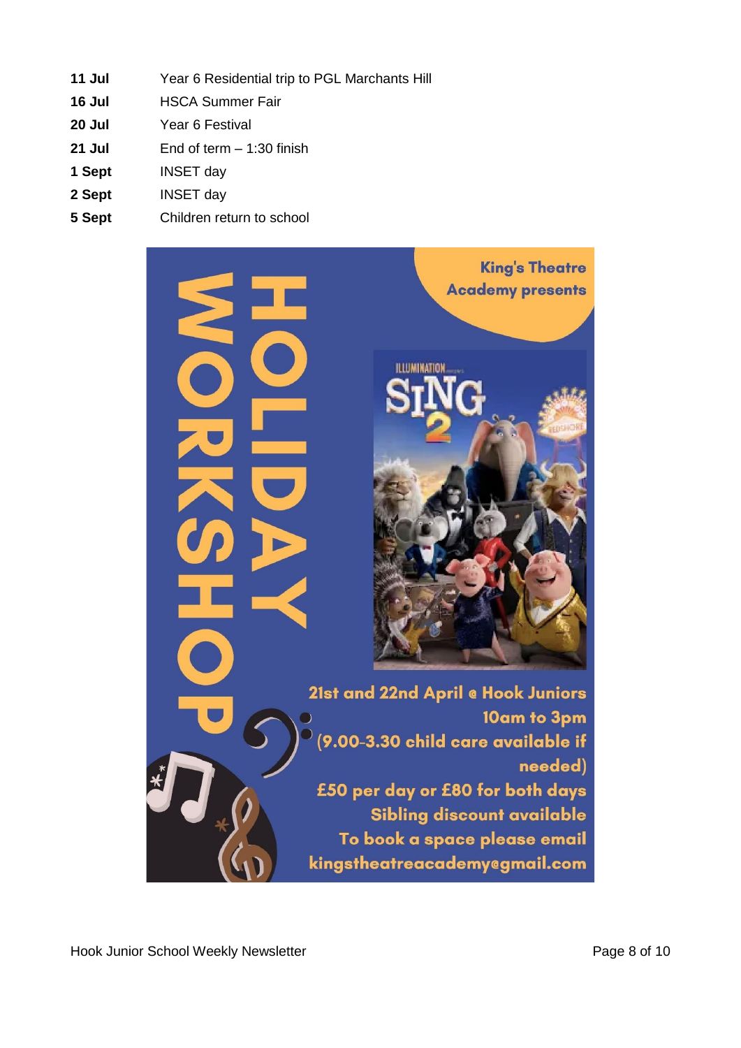| | |
|---|---|
| **11 Jul** | Year 6 Residential trip to PGL Marchants Hill |
| **16 Jul** | HSCA Summer Fair |
| **20 Jul** | Year 6 Festival |
| **21 Jul** | End of term – 1:30 finish |
| **1 Sept** | INSET day |
| **2 Sept** | INSET day |
| **5 Sept** | Children return to school |

King's Theatre Academy presents

# HOLIDAY WORKSHOP

SING 2

21st and 22nd April @ Hook Juniors
10am to 3pm
(9.00-3.30 child care available if needed)
£50 per day or £80 for both days
Sibling discount available
To book a space please email
kingstheatreacademy@gmail.com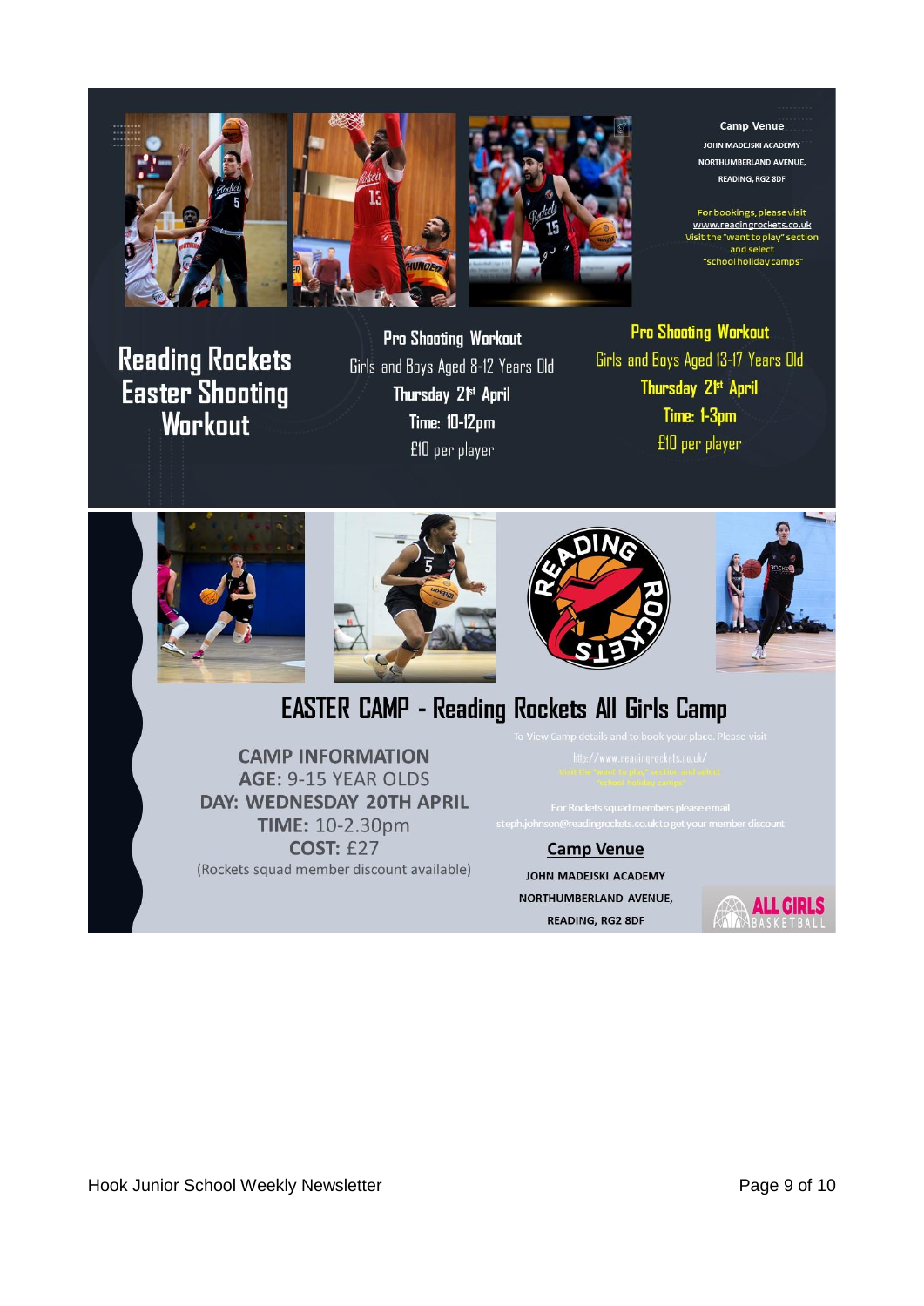**Camp Venue**

JOHN MADEJSKI ACADEMY
NORTHUMBERLAND AVENUE,
READING, RG2 8DF

For bookings, please visit www.readingrockets.co.uk
Visit the "want to play" section and select "school holiday camps"

# Reading Rockets Easter Shooting Workout

**Pro Shooting Workout**
Girls and Boys Aged 8-12 Years Old
**Thursday 21st April**
**Time: 10-12pm**
£10 per player

**Pro Shooting Workout**
Girls and Boys Aged 13-17 Years Old
**Thursday 21st April**
**Time: 1-3pm**
£10 per player

# EASTER CAMP - Reading Rockets All Girls Camp

**CAMP INFORMATION**
**AGE:** 9-15 YEAR OLDS
**DAY: WEDNESDAY 20TH APRIL**
**TIME:** 10-2.30pm
**COST:** £27
(Rockets squad member discount available)

To View Camp details and to book your place. Please visit
http://www.readingrockets.co.uk/
Visit the "want to play" section and select "school holiday camps"

For Rockets squad members please email steph.johnson@readingrockets.co.uk to get your member discount

**Camp Venue**

JOHN MADEJSKI ACADEMY
NORTHUMBERLAND AVENUE,
READING, RG2 8DF

ALL GIRLS BASKETBALL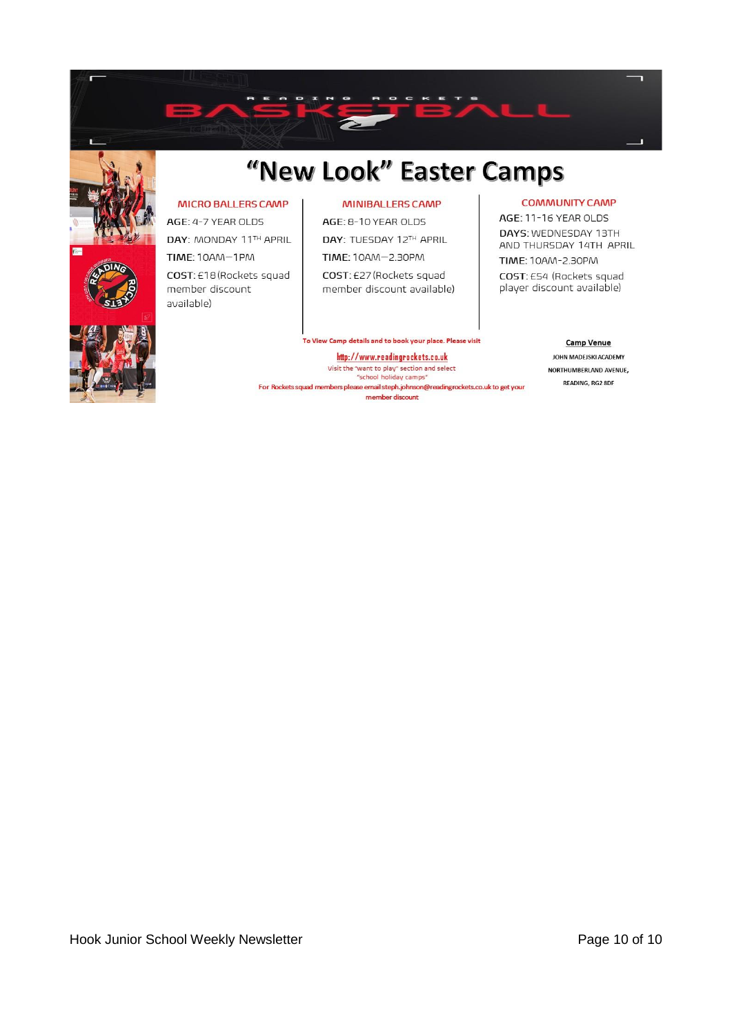READING ROCKETS BASKETBALL

# "New Look" Easter Camps

**MICRO BALLERS CAMP**

**AGE**: 4-7 YEAR OLDS

**DAY**: MONDAY 11TH APRIL

**TIME**: 10AM–1PM

**COST**: £18 (Rockets squad member discount available)

**MINIBALLERS CAMP**

**AGE**: 8-10 YEAR OLDS

**DAY**: TUESDAY 12TH APRIL

**TIME**: 10AM–2.30PM

**COST**: £27 (Rockets squad member discount available)

**COMMUNITY CAMP**

**AGE**: 11-16 YEAR OLDS

**DAYS**: WEDNESDAY 13TH AND THURSDAY 14TH APRIL

**TIME**: 10AM–2.30PM

**COST**: £54 (Rockets squad player discount available)

**To View Camp details and to book your place. Please visit**

http://www.readingrockets.co.uk

Visit the "want to play" section and select "school holiday camps"

For Rockets squad members please email steph.johnson@readingrockets.co.uk to get your member discount

**Camp Venue**

JOHN MADEJSKI ACADEMY
NORTHUMBERLAND AVENUE,
READING, RG2 8DF